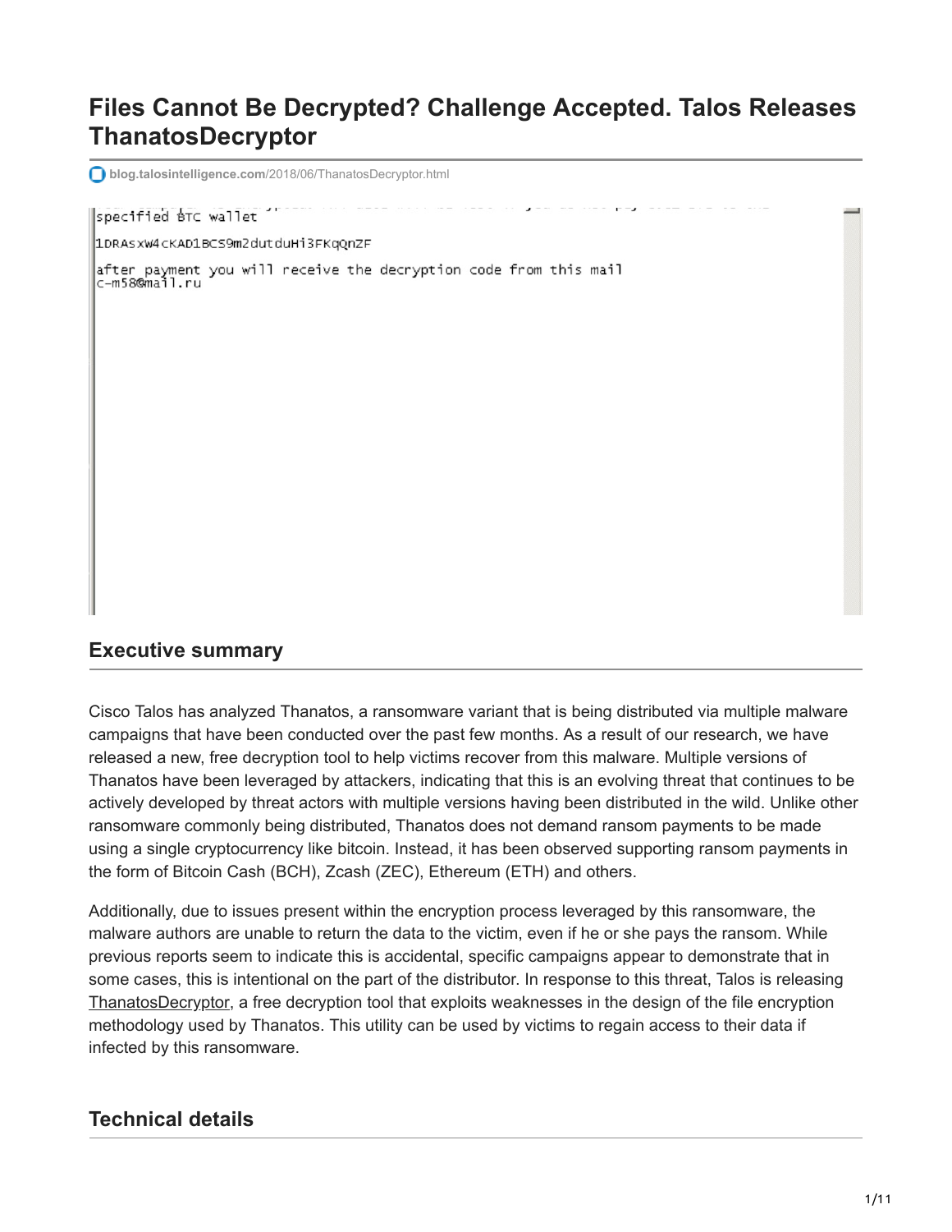# Files Cannot Be Decrypted? Challenge Accepted. Talos Releases ThanatosDecryptor

blog.talosintelligence.com/2018/06/ThanatosDecryptor.html

```
specified BTC wallet

1DRAsxW4cKAD1BCS9m2dutduHi3FKqQnZF

after payment you will receive the decryption code from this mail
c-m58@mail.ru
```

## Executive summary

Cisco Talos has analyzed Thanatos, a ransomware variant that is being distributed via multiple malware campaigns that have been conducted over the past few months. As a result of our research, we have released a new, free decryption tool to help victims recover from this malware. Multiple versions of Thanatos have been leveraged by attackers, indicating that this is an evolving threat that continues to be actively developed by threat actors with multiple versions having been distributed in the wild. Unlike other ransomware commonly being distributed, Thanatos does not demand ransom payments to be made using a single cryptocurrency like bitcoin. Instead, it has been observed supporting ransom payments in the form of Bitcoin Cash (BCH), Zcash (ZEC), Ethereum (ETH) and others.

Additionally, due to issues present within the encryption process leveraged by this ransomware, the malware authors are unable to return the data to the victim, even if he or she pays the ransom. While previous reports seem to indicate this is accidental, specific campaigns appear to demonstrate that in some cases, this is intentional on the part of the distributor. In response to this threat, Talos is releasing ThanatosDecryptor, a free decryption tool that exploits weaknesses in the design of the file encryption methodology used by Thanatos. This utility can be used by victims to regain access to their data if infected by this ransomware.

## Technical details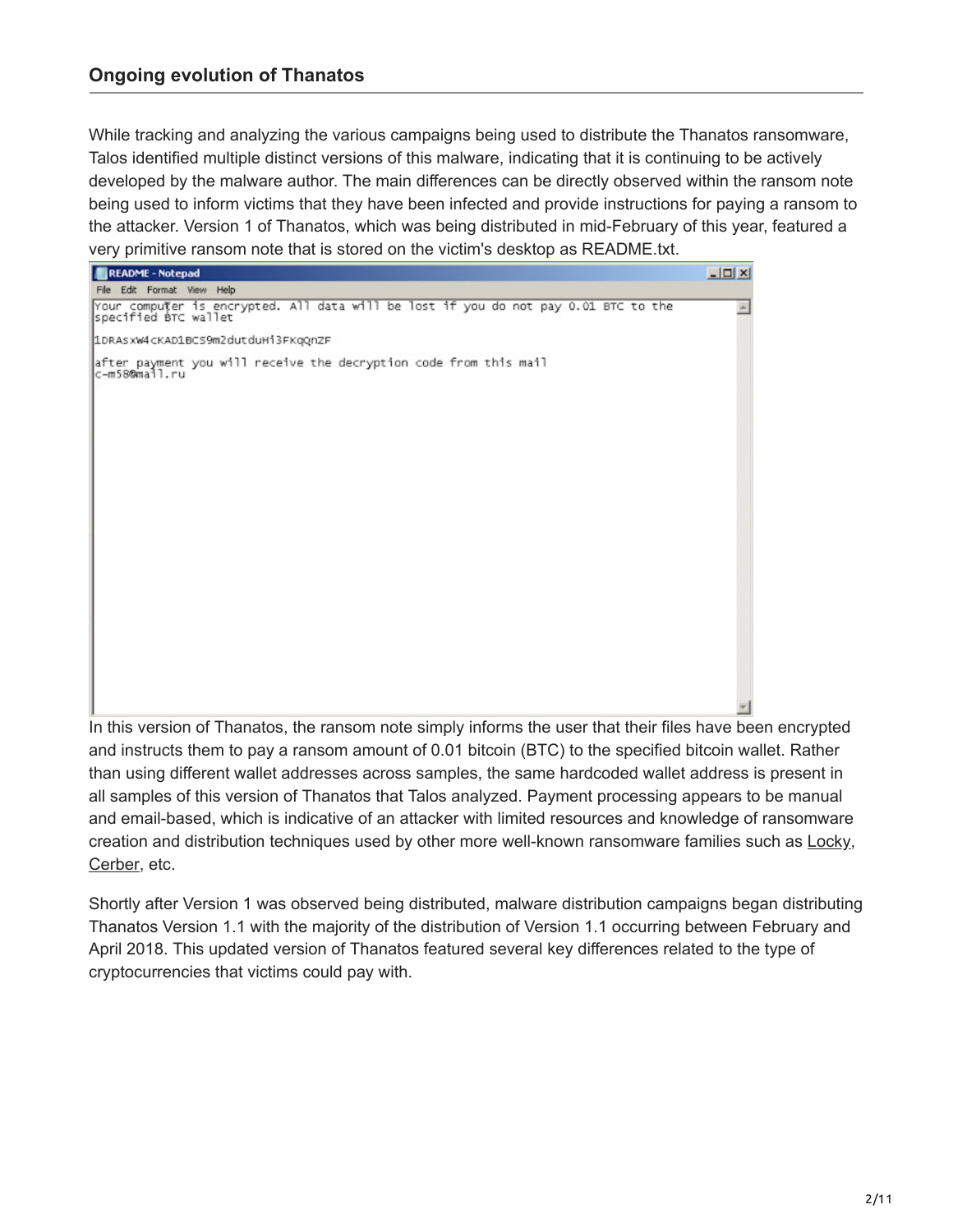## Ongoing evolution of Thanatos

While tracking and analyzing the various campaigns being used to distribute the Thanatos ransomware, Talos identified multiple distinct versions of this malware, indicating that it is continuing to be actively developed by the malware author. The main differences can be directly observed within the ransom note being used to inform victims that they have been infected and provide instructions for paying a ransom to the attacker. Version 1 of Thanatos, which was being distributed in mid-February of this year, featured a very primitive ransom note that is stored on the victim's desktop as README.txt.

```
Your computer is encrypted. All data will be lost if you do not pay 0.01 BTC to the
specified BTC wallet

1DRAsxW4cKAD1BCS9m2dutduHi3FKqQnZF

after payment you will receive the decryption code from this mail
c-m58@mail.ru
```

In this version of Thanatos, the ransom note simply informs the user that their files have been encrypted and instructs them to pay a ransom amount of 0.01 bitcoin (BTC) to the specified bitcoin wallet. Rather than using different wallet addresses across samples, the same hardcoded wallet address is present in all samples of this version of Thanatos that Talos analyzed. Payment processing appears to be manual and email-based, which is indicative of an attacker with limited resources and knowledge of ransomware creation and distribution techniques used by other more well-known ransomware families such as Locky, Cerber, etc.

Shortly after Version 1 was observed being distributed, malware distribution campaigns began distributing Thanatos Version 1.1 with the majority of the distribution of Version 1.1 occurring between February and April 2018. This updated version of Thanatos featured several key differences related to the type of cryptocurrencies that victims could pay with.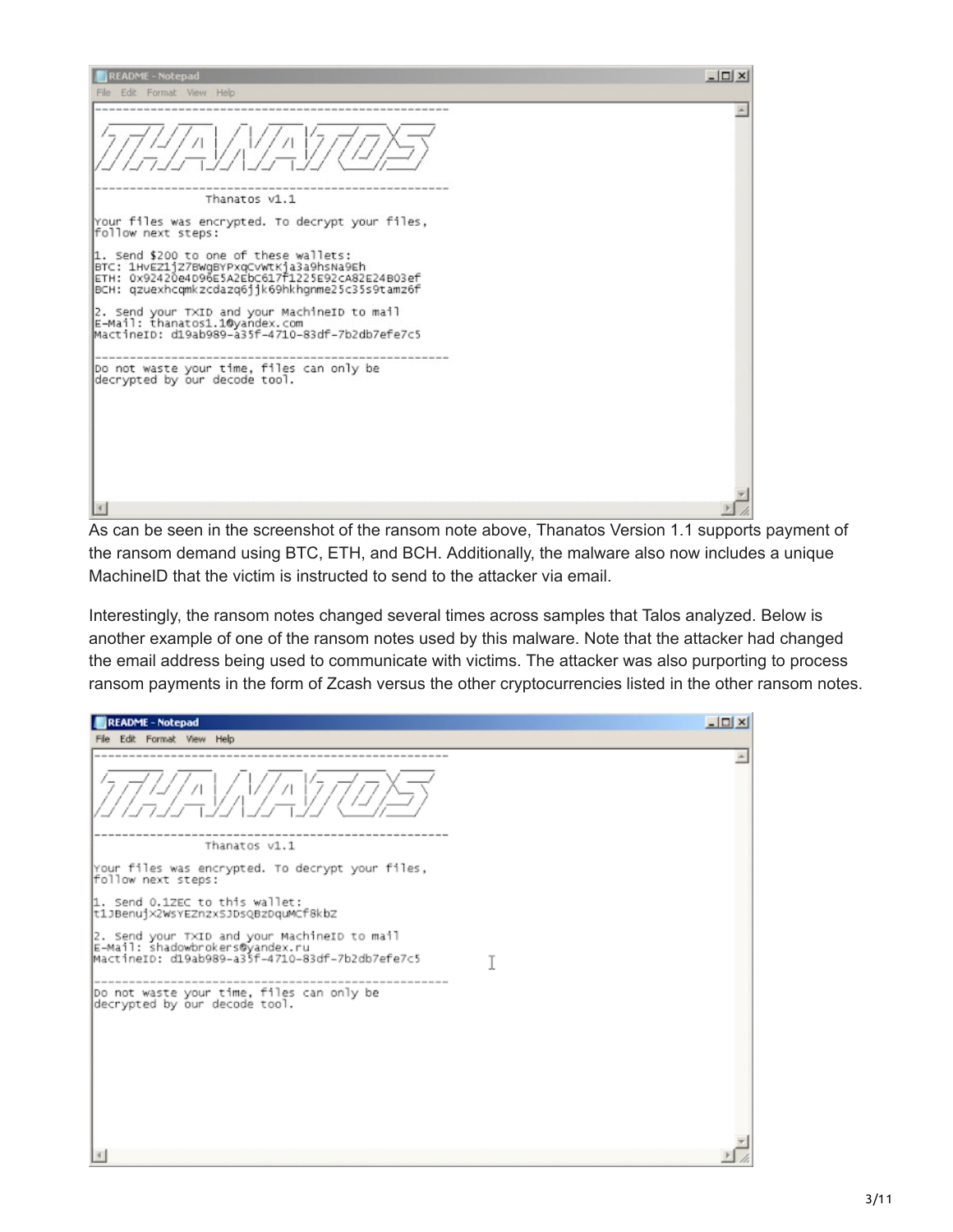```
README - Notepad

-----------------------------------------------------
                 Thanatos v1.1

Your files was encrypted. To decrypt your files,
follow next steps:

1. Send $200 to one of these wallets:
BTC: 1HVEZ1jZ7BWgBYPxqCvWtKja3a9hsNa9Eh
ETH: 0x92420e4D96E5A2EbC617f1225E92cA82E24B03ef
BCH: qzuexhcqmkzcdazq6jjk69hkhgnme25c35s9tamz6f

2. Send your TXID and your MachineID to mail
E-Mail: thanatos1.1@yandex.com
MachineID: d19ab989-a35f-4710-83df-7b2db7efe7c5

-----------------------------------------------------
Do not waste your time, files can only be
decrypted by our decode tool.
```

As can be seen in the screenshot of the ransom note above, Thanatos Version 1.1 supports payment of the ransom demand using BTC, ETH, and BCH. Additionally, the malware also now includes a unique MachineID that the victim is instructed to send to the attacker via email.

Interestingly, the ransom notes changed several times across samples that Talos analyzed. Below is another example of one of the ransom notes used by this malware. Note that the attacker had changed the email address being used to communicate with victims. The attacker was also purporting to process ransom payments in the form of Zcash versus the other cryptocurrencies listed in the other ransom notes.

```
README - Notepad

-----------------------------------------------------
                 Thanatos v1.1

Your files was encrypted. To decrypt your files,
follow next steps:

1. Send 0.1ZEC to this wallet:
t1JBenujX2WsYEZnzxSJDsQBzDquMCf8kbZ

2. Send your TXID and your MachineID to mail
E-Mail: shadowbrokers@yandex.ru
MachineID: d19ab989-a35f-4710-83df-7b2db7efe7c5

-----------------------------------------------------
Do not waste your time, files can only be
decrypted by our decode tool.
```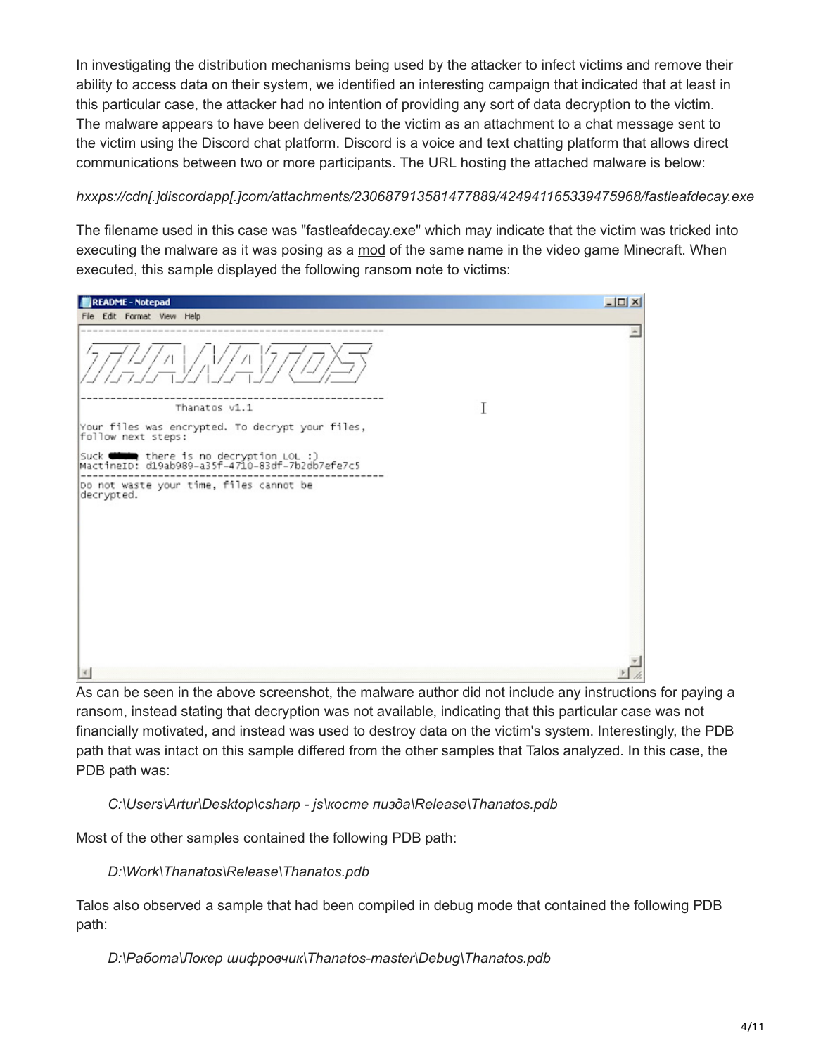In investigating the distribution mechanisms being used by the attacker to infect victims and remove their ability to access data on their system, we identified an interesting campaign that indicated that at least in this particular case, the attacker had no intention of providing any sort of data decryption to the victim. The malware appears to have been delivered to the victim as an attachment to a chat message sent to the victim using the Discord chat platform. Discord is a voice and text chatting platform that allows direct communications between two or more participants. The URL hosting the attached malware is below:

*hxxps://cdn[.]discordapp[.]com/attachments/230687913581477889/424941165339475968/fastleafdecay.exe*

The filename used in this case was "fastleafdecay.exe" which may indicate that the victim was tricked into executing the malware as it was posing as a mod of the same name in the video game Minecraft. When executed, this sample displayed the following ransom note to victims:

As can be seen in the above screenshot, the malware author did not include any instructions for paying a ransom, instead stating that decryption was not available, indicating that this particular case was not financially motivated, and instead was used to destroy data on the victim's system. Interestingly, the PDB path that was intact on this sample differed from the other samples that Talos analyzed. In this case, the PDB path was:

> *C:\Users\Artur\Desktop\csharp - js\косте пизда\Release\Thanatos.pdb*

Most of the other samples contained the following PDB path:

> *D:\Work\Thanatos\Release\Thanatos.pdb*

Talos also observed a sample that had been compiled in debug mode that contained the following PDB path:

> *D:\Работа\Локер шифровчик\Thanatos-master\Debug\Thanatos.pdb*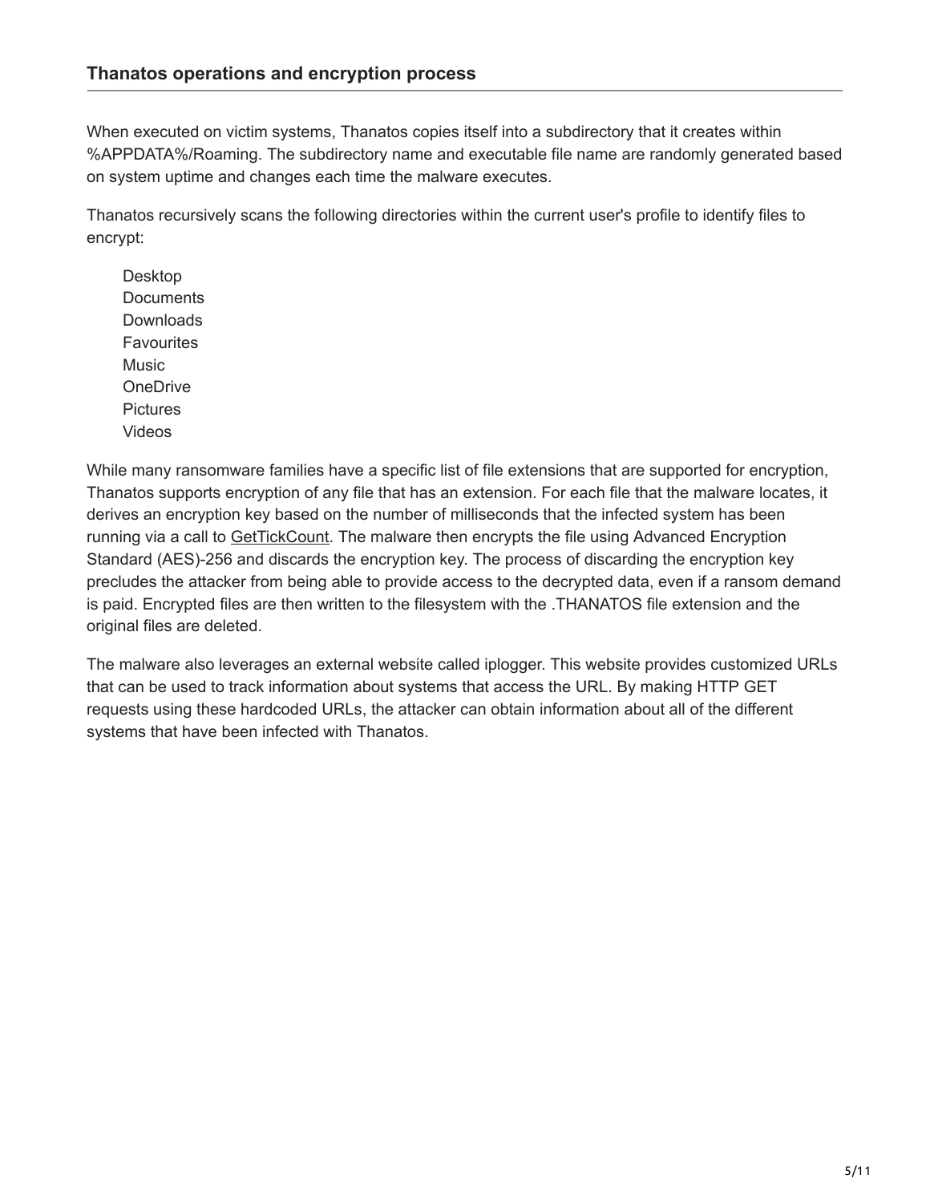### Thanatos operations and encryption process

When executed on victim systems, Thanatos copies itself into a subdirectory that it creates within %APPDATA%/Roaming. The subdirectory name and executable file name are randomly generated based on system uptime and changes each time the malware executes.

Thanatos recursively scans the following directories within the current user's profile to identify files to encrypt:

- Desktop
- Documents
- Downloads
- Favourites
- Music
- OneDrive
- Pictures
- Videos

While many ransomware families have a specific list of file extensions that are supported for encryption, Thanatos supports encryption of any file that has an extension. For each file that the malware locates, it derives an encryption key based on the number of milliseconds that the infected system has been running via a call to GetTickCount. The malware then encrypts the file using Advanced Encryption Standard (AES)-256 and discards the encryption key. The process of discarding the encryption key precludes the attacker from being able to provide access to the decrypted data, even if a ransom demand is paid. Encrypted files are then written to the filesystem with the .THANATOS file extension and the original files are deleted.

The malware also leverages an external website called iplogger. This website provides customized URLs that can be used to track information about systems that access the URL. By making HTTP GET requests using these hardcoded URLs, the attacker can obtain information about all of the different systems that have been infected with Thanatos.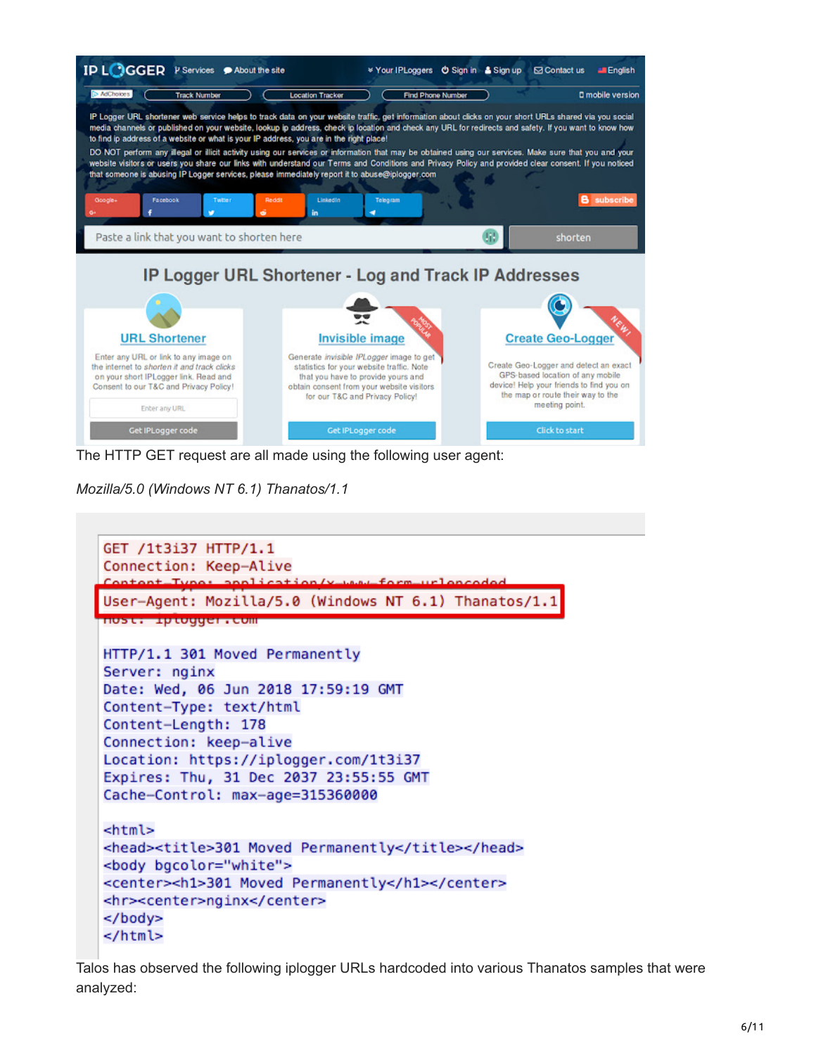The HTTP GET request are all made using the following user agent:

*Mozilla/5.0 (Windows NT 6.1) Thanatos/1.1*

```
GET /1t3i37 HTTP/1.1
Connection: Keep-Alive
Content-Type: application/x-www-form-urlencoded
User-Agent: Mozilla/5.0 (Windows NT 6.1) Thanatos/1.1
Host: iplogger.com

HTTP/1.1 301 Moved Permanently
Server: nginx
Date: Wed, 06 Jun 2018 17:59:19 GMT
Content-Type: text/html
Content-Length: 178
Connection: keep-alive
Location: https://iplogger.com/1t3i37
Expires: Thu, 31 Dec 2037 23:55:55 GMT
Cache-Control: max-age=315360000

<html>
<head><title>301 Moved Permanently</title></head>
<body bgcolor="white">
<center><h1>301 Moved Permanently</h1></center>
<hr><center>nginx</center>
</body>
</html>
```

Talos has observed the following iplogger URLs hardcoded into various Thanatos samples that were analyzed: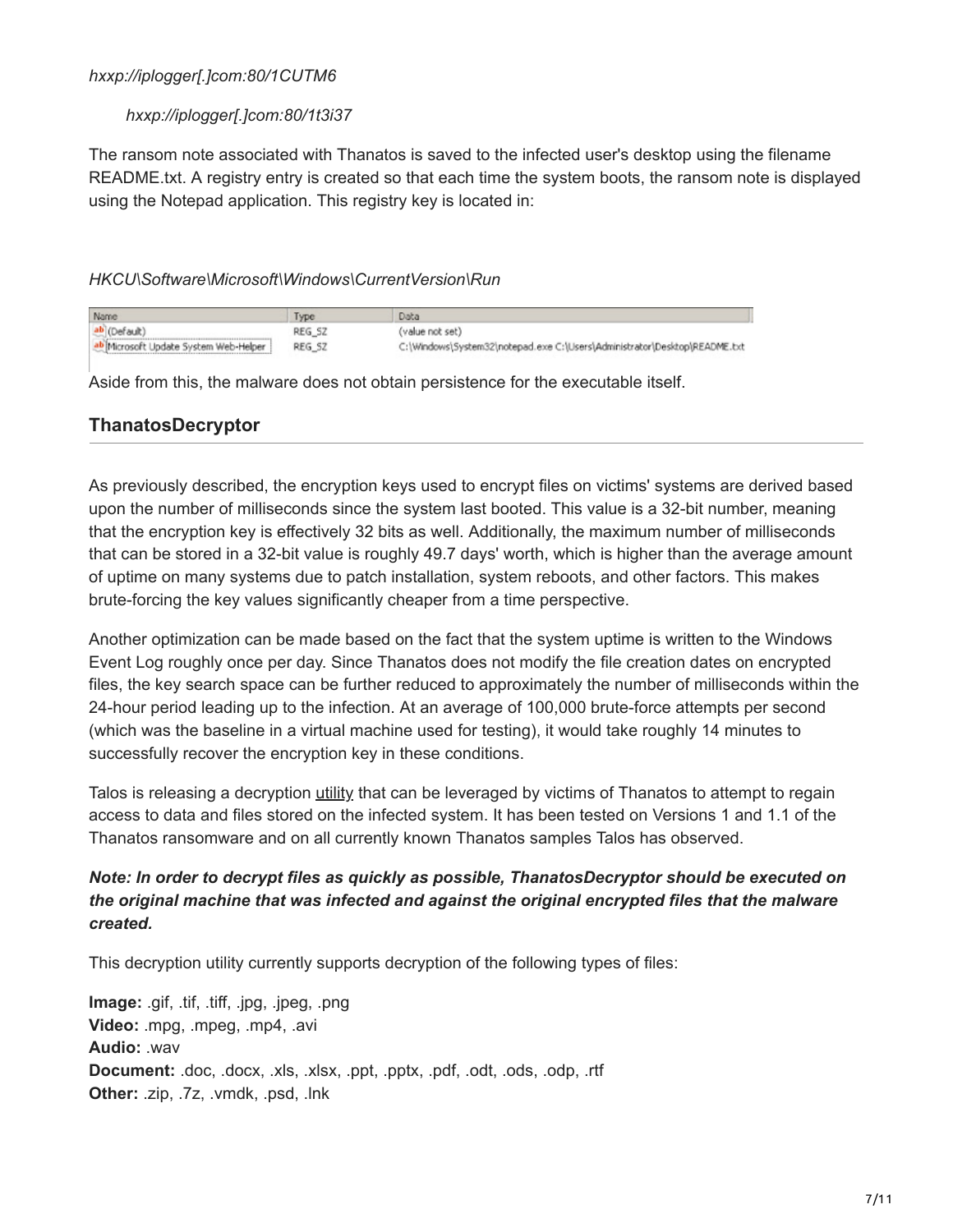*hxxp://iplogger[.]com:80/1CUTM6*

*hxxp://iplogger[.]com:80/1t3i37*

The ransom note associated with Thanatos is saved to the infected user's desktop using the filename README.txt. A registry entry is created so that each time the system boots, the ransom note is displayed using the Notepad application. This registry key is located in:

*HKCU\Software\Microsoft\Windows\CurrentVersion\Run*

| Name | Type | Data |
|---|---|---|
| (Default) | REG_SZ | (value not set) |
| Microsoft Update System Web-Helper | REG_SZ | C:\Windows\System32\notepad.exe C:\Users\Administrator\Desktop\README.txt |

Aside from this, the malware does not obtain persistence for the executable itself.

## ThanatosDecryptor

As previously described, the encryption keys used to encrypt files on victims' systems are derived based upon the number of milliseconds since the system last booted. This value is a 32-bit number, meaning that the encryption key is effectively 32 bits as well. Additionally, the maximum number of milliseconds that can be stored in a 32-bit value is roughly 49.7 days' worth, which is higher than the average amount of uptime on many systems due to patch installation, system reboots, and other factors. This makes brute-forcing the key values significantly cheaper from a time perspective.

Another optimization can be made based on the fact that the system uptime is written to the Windows Event Log roughly once per day. Since Thanatos does not modify the file creation dates on encrypted files, the key search space can be further reduced to approximately the number of milliseconds within the 24-hour period leading up to the infection. At an average of 100,000 brute-force attempts per second (which was the baseline in a virtual machine used for testing), it would take roughly 14 minutes to successfully recover the encryption key in these conditions.

Talos is releasing a decryption utility that can be leveraged by victims of Thanatos to attempt to regain access to data and files stored on the infected system. It has been tested on Versions 1 and 1.1 of the Thanatos ransomware and on all currently known Thanatos samples Talos has observed.

***Note: In order to decrypt files as quickly as possible, ThanatosDecryptor should be executed on the original machine that was infected and against the original encrypted files that the malware created.***

This decryption utility currently supports decryption of the following types of files:

**Image:** .gif, .tif, .tiff, .jpg, .jpeg, .png
**Video:** .mpg, .mpeg, .mp4, .avi
**Audio:** .wav
**Document:** .doc, .docx, .xls, .xlsx, .ppt, .pptx, .pdf, .odt, .ods, .odp, .rtf
**Other:** .zip, .7z, .vmdk, .psd, .lnk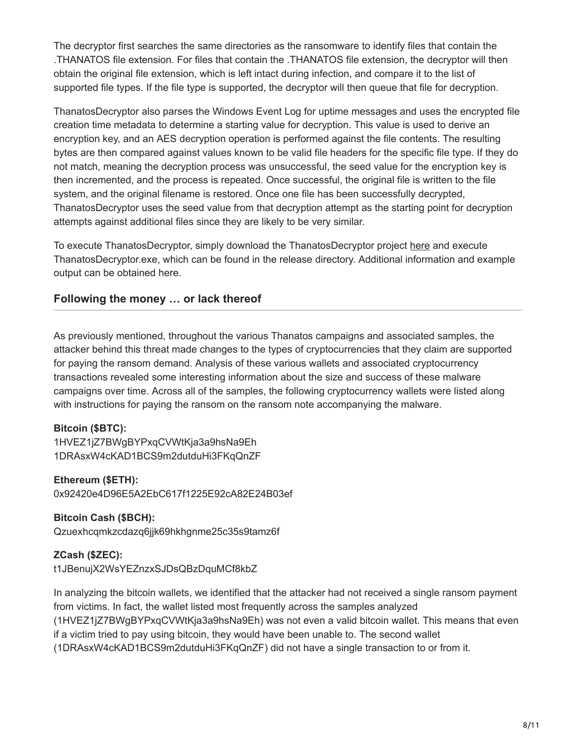The decryptor first searches the same directories as the ransomware to identify files that contain the .THANATOS file extension. For files that contain the .THANATOS file extension, the decryptor will then obtain the original file extension, which is left intact during infection, and compare it to the list of supported file types. If the file type is supported, the decryptor will then queue that file for decryption.

ThanatosDecryptor also parses the Windows Event Log for uptime messages and uses the encrypted file creation time metadata to determine a starting value for decryption. This value is used to derive an encryption key, and an AES decryption operation is performed against the file contents. The resulting bytes are then compared against values known to be valid file headers for the specific file type. If they do not match, meaning the decryption process was unsuccessful, the seed value for the encryption key is then incremented, and the process is repeated. Once successful, the original file is written to the file system, and the original filename is restored. Once one file has been successfully decrypted, ThanatosDecryptor uses the seed value from that decryption attempt as the starting point for decryption attempts against additional files since they are likely to be very similar.

To execute ThanatosDecryptor, simply download the ThanatosDecryptor project here and execute ThanatosDecryptor.exe, which can be found in the release directory. Additional information and example output can be obtained here.

## Following the money … or lack thereof

As previously mentioned, throughout the various Thanatos campaigns and associated samples, the attacker behind this threat made changes to the types of cryptocurrencies that they claim are supported for paying the ransom demand. Analysis of these various wallets and associated cryptocurrency transactions revealed some interesting information about the size and success of these malware campaigns over time. Across all of the samples, the following cryptocurrency wallets were listed along with instructions for paying the ransom on the ransom note accompanying the malware.

**Bitcoin ($BTC):**
1HVEZ1jZ7BWgBYPxqCVWtKja3a9hsNa9Eh
1DRAsxW4cKAD1BCS9m2dutduHi3FKqQnZF

**Ethereum ($ETH):**
0x92420e4D96E5A2EbC617f1225E92cA82E24B03ef

**Bitcoin Cash ($BCH):**
Qzuexhcqmkzcdazq6jjk69hkhgnme25c35s9tamz6f

**ZCash ($ZEC):**
t1JBenujX2WsYEZnzxSJDsQBzDquMCf8kbZ

In analyzing the bitcoin wallets, we identified that the attacker had not received a single ransom payment from victims. In fact, the wallet listed most frequently across the samples analyzed (1HVEZ1jZ7BWgBYPxqCVWtKja3a9hsNa9Eh) was not even a valid bitcoin wallet. This means that even if a victim tried to pay using bitcoin, they would have been unable to. The second wallet (1DRAsxW4cKAD1BCS9m2dutduHi3FKqQnZF) did not have a single transaction to or from it.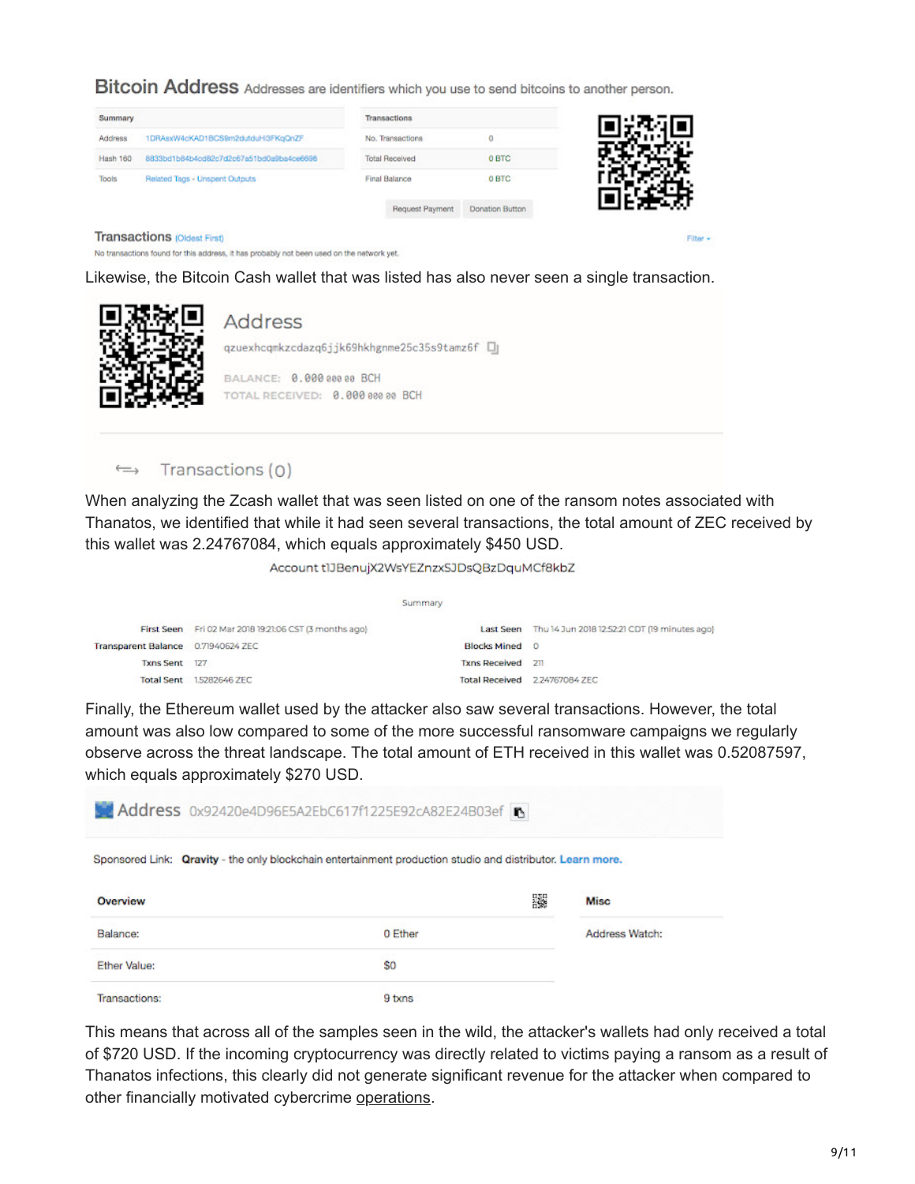## Bitcoin Address Addresses are identifiers which you use to send bitcoins to another person.

| Summary | |
|---|---|
| Address | 1DRAsxW4cKAD1BCS9m2dutduHi3FKqQnZF |
| Hash 160 | 8833bd1b84b4cd82c7d2c67a51bd0a9ba4ce6698 |
| Tools | Related Tags - Unspent Outputs |

| Transactions | |
|---|---|
| No. Transactions | 0 |
| Total Received | 0 BTC |
| Final Balance | 0 BTC |

Request Payment Donation Button

**Transactions** (Oldest First) Filter

No transactions found for this address, it has probably not been used on the network yet.

Likewise, the Bitcoin Cash wallet that was listed has also never seen a single transaction.

Address

qzuexhcqmkzcdazq6jjk69hkhgnme25c35s9tamz6f

BALANCE: 0.000 000 00 BCH

TOTAL RECEIVED: 0.000 000 00 BCH

Transactions (0)

When analyzing the Zcash wallet that was seen listed on one of the ransom notes associated with Thanatos, we identified that while it had seen several transactions, the total amount of ZEC received by this wallet was 2.24767084, which equals approximately $450 USD.

Account t1JBenujX2WsYEZnzxSJDsQBzDquMCf8kbZ

Summary

| | | | |
|---|---|---|---|
| First Seen | Fri 02 Mar 2018 19:21:06 CST (3 months ago) | Last Seen | Thu 14 Jun 2018 12:52:21 CDT (19 minutes ago) |
| Transparent Balance | 0.71940624 ZEC | Blocks Mined | 0 |
| Txns Sent | 127 | Txns Received | 211 |
| Total Sent | 1.5282646 ZEC | Total Received | 2.24767084 ZEC |

Finally, the Ethereum wallet used by the attacker also saw several transactions. However, the total amount was also low compared to some of the more successful ransomware campaigns we regularly observe across the threat landscape. The total amount of ETH received in this wallet was 0.52087597, which equals approximately $270 USD.

Address 0x92420e4D96E5A2EbC617f1225E92cA82E24B03ef

Sponsored Link: **Qravity** - the only blockchain entertainment production studio and distributor. **Learn more.**

| Overview | |
|---|---|
| Balance: | 0 Ether |
| Ether Value: | $0 |
| Transactions: | 9 txns |

| Misc | |
|---|---|
| Address Watch: | |

This means that across all of the samples seen in the wild, the attacker's wallets had only received a total of $720 USD. If the incoming cryptocurrency was directly related to victims paying a ransom as a result of Thanatos infections, this clearly did not generate significant revenue for the attacker when compared to other financially motivated cybercrime operations.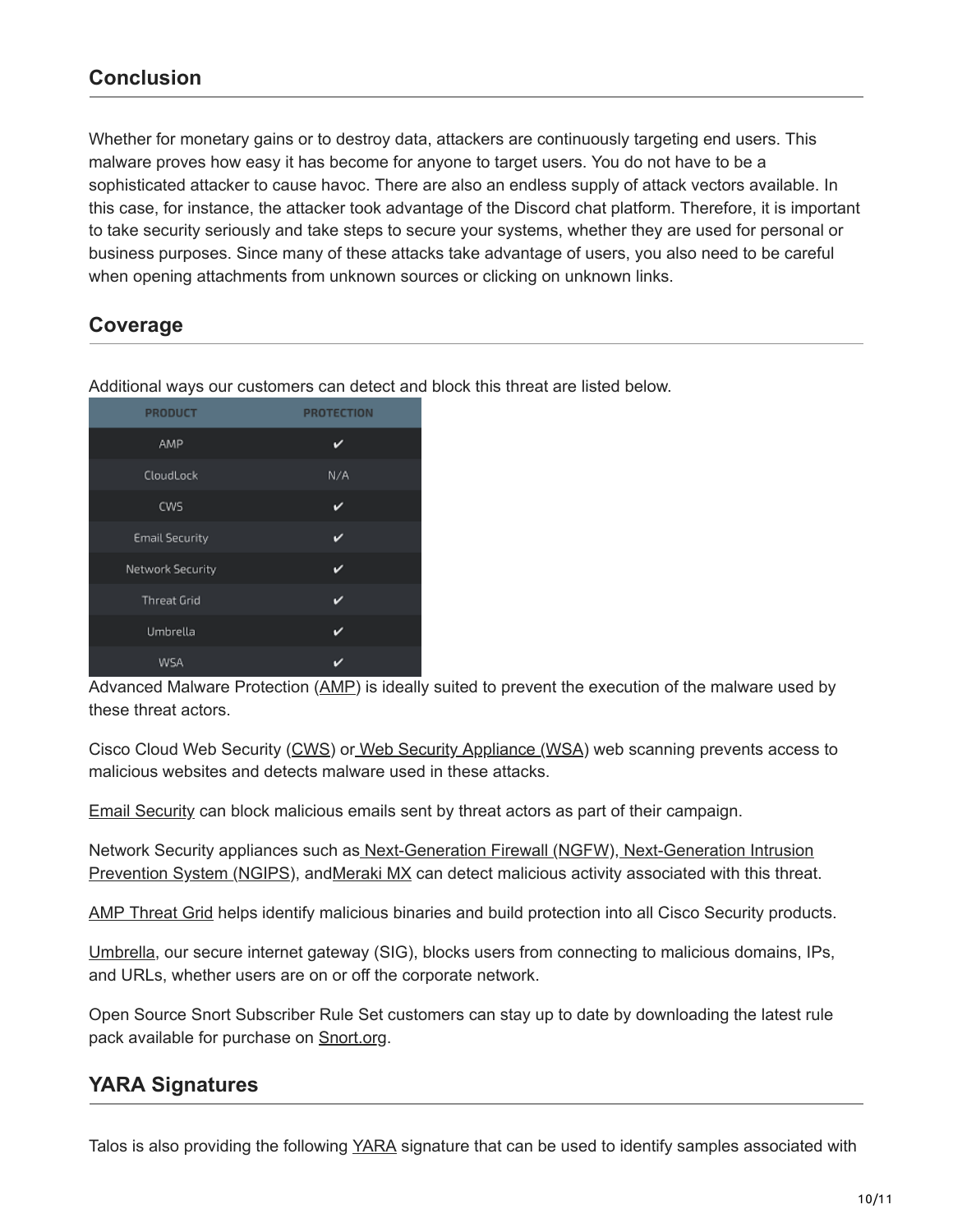## Conclusion

Whether for monetary gains or to destroy data, attackers are continuously targeting end users. This malware proves how easy it has become for anyone to target users. You do not have to be a sophisticated attacker to cause havoc. There are also an endless supply of attack vectors available. In this case, for instance, the attacker took advantage of the Discord chat platform. Therefore, it is important to take security seriously and take steps to secure your systems, whether they are used for personal or business purposes. Since many of these attacks take advantage of users, you also need to be careful when opening attachments from unknown sources or clicking on unknown links.

## Coverage

Additional ways our customers can detect and block this threat are listed below.

| PRODUCT | PROTECTION |
|---|---|
| AMP | ✔ |
| CloudLock | N/A |
| CWS | ✔ |
| Email Security | ✔ |
| Network Security | ✔ |
| Threat Grid | ✔ |
| Umbrella | ✔ |
| WSA | ✔ |

Advanced Malware Protection (AMP) is ideally suited to prevent the execution of the malware used by these threat actors.

Cisco Cloud Web Security (CWS) or Web Security Appliance (WSA) web scanning prevents access to malicious websites and detects malware used in these attacks.

Email Security can block malicious emails sent by threat actors as part of their campaign.

Network Security appliances such as Next-Generation Firewall (NGFW), Next-Generation Intrusion Prevention System (NGIPS), andMeraki MX can detect malicious activity associated with this threat.

AMP Threat Grid helps identify malicious binaries and build protection into all Cisco Security products.

Umbrella, our secure internet gateway (SIG), blocks users from connecting to malicious domains, IPs, and URLs, whether users are on or off the corporate network.

Open Source Snort Subscriber Rule Set customers can stay up to date by downloading the latest rule pack available for purchase on Snort.org.

## YARA Signatures

Talos is also providing the following YARA signature that can be used to identify samples associated with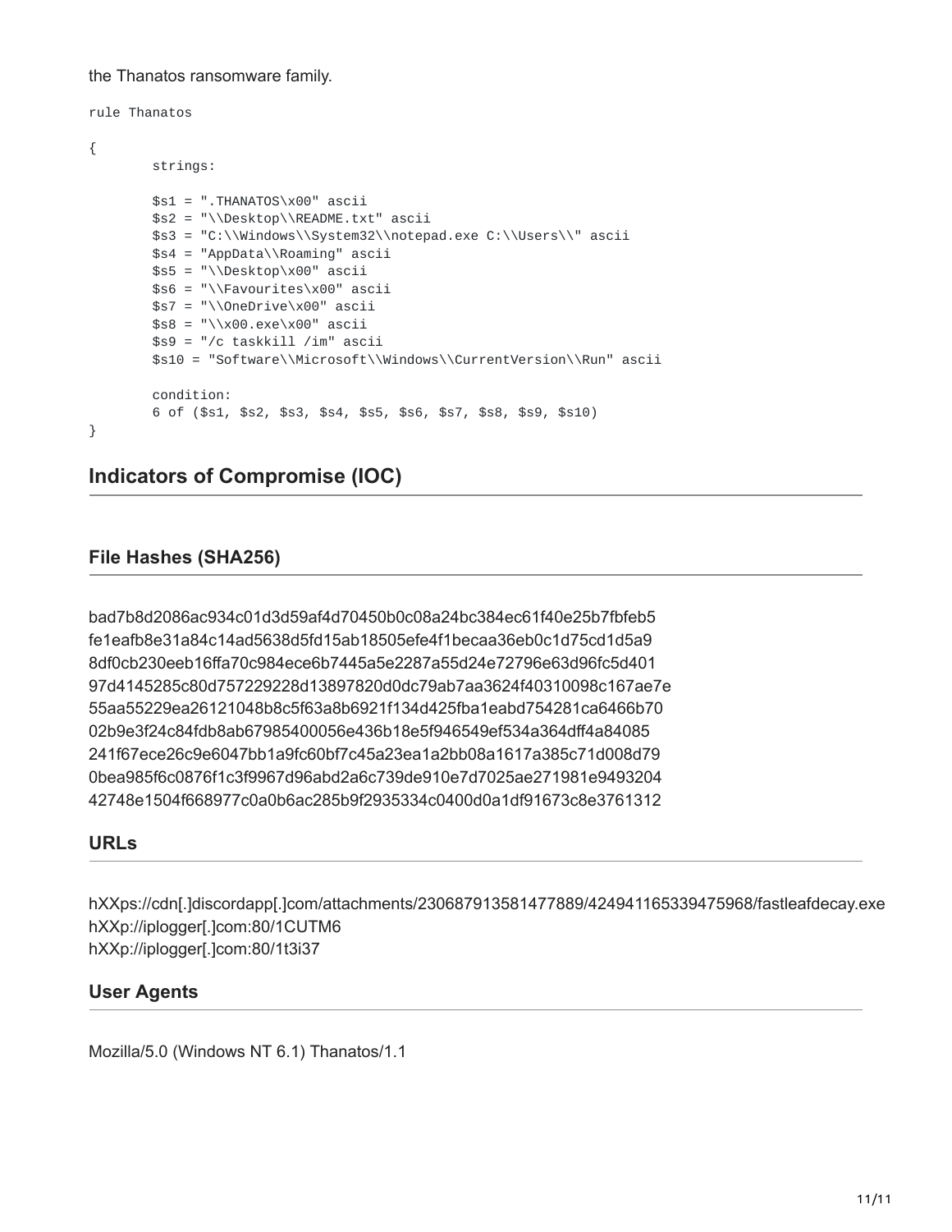the Thanatos ransomware family.

```
rule Thanatos

{
        strings:

        $s1 = ".THANATOS\x00" ascii
        $s2 = "\\Desktop\\README.txt" ascii
        $s3 = "C:\\Windows\\System32\\notepad.exe C:\\Users\\" ascii
        $s4 = "AppData\\Roaming" ascii
        $s5 = "\\Desktop\x00" ascii
        $s6 = "\\Favourites\x00" ascii
        $s7 = "\\OneDrive\x00" ascii
        $s8 = "\\x00.exe\x00" ascii
        $s9 = "/c taskkill /im" ascii
        $s10 = "Software\\Microsoft\\Windows\\CurrentVersion\\Run" ascii

        condition:
        6 of ($s1, $s2, $s3, $s4, $s5, $s6, $s7, $s8, $s9, $s10)
}
```

## Indicators of Compromise (IOC)

### File Hashes (SHA256)

bad7b8d2086ac934c01d3d59af4d70450b0c08a24bc384ec61f40e25b7fbfeb5
fe1eafb8e31a84c14ad5638d5fd15ab18505efe4f1becaa36eb0c1d75cd1d5a9
8df0cb230eeb16ffa70c984ece6b7445a5e2287a55d24e72796e63d96fc5d401
97d4145285c80d757229228d13897820d0dc79ab7aa3624f40310098c167ae7e
55aa55229ea26121048b8c5f63a8b6921f134d425fba1eabd754281ca6466b70
02b9e3f24c84fdb8ab67985400056e436b18e5f946549ef534a364dff4a84085
241f67ece26c9e6047bb1a9fc60bf7c45a23ea1a2bb08a1617a385c71d008d79
0bea985f6c0876f1c3f9967d96abd2a6c739de910e7d7025ae271981e9493204
42748e1504f668977c0a0b6ac285b9f2935334c0400d0a1df91673c8e3761312

### URLs

hXXps://cdn[.]discordapp[.]com/attachments/230687913581477889/424941165339475968/fastleafdecay.exe
hXXp://iplogger[.]com:80/1CUTM6
hXXp://iplogger[.]com:80/1t3i37

### User Agents

Mozilla/5.0 (Windows NT 6.1) Thanatos/1.1